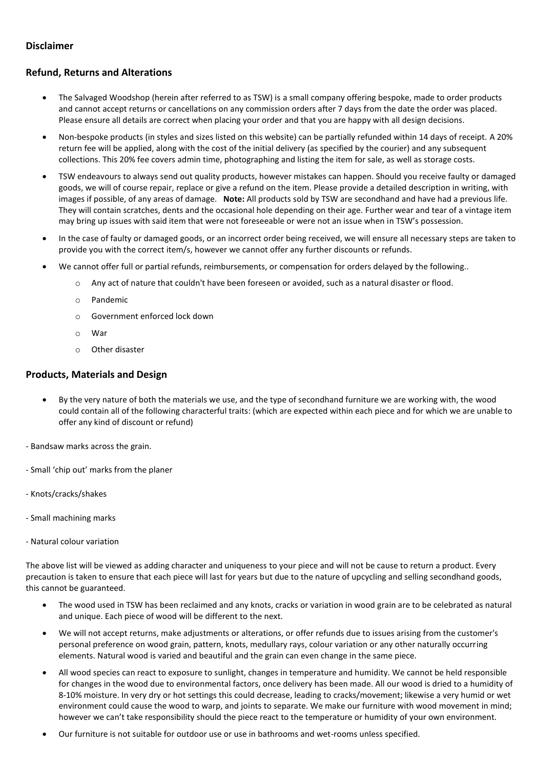## Disclaimer

## Refund, Returns and Alterations

- The Salvaged Woodshop (herein after referred to as TSW) is a small company offering bespoke, made to order products and cannot accept returns or cancellations on any commission orders after 7 days from the date the order was placed. Please ensure all details are correct when placing your order and that you are happy with all design decisions.
- Non-bespoke products (in styles and sizes listed on this website) can be partially refunded within 14 days of receipt. A 20% return fee will be applied, along with the cost of the initial delivery (as specified by the courier) and any subsequent collections. This 20% fee covers admin time, photographing and listing the item for sale, as well as storage costs.
- TSW endeavours to always send out quality products, however mistakes can happen. Should you receive faulty or damaged goods, we will of course repair, replace or give a refund on the item. Please provide a detailed description in writing, with images if possible, of any areas of damage. **Note:** All products sold by TSW are secondhand and have had a previous life. They will contain scratches, dents and the occasional hole depending on their age. Further wear and tear of a vintage item may bring up issues with said item that were not foreseeable or were not an issue when in TSW's possession.
- In the case of faulty or damaged goods, or an incorrect order being received, we will ensure all necessary steps are taken to provide you with the correct item/s, however we cannot offer any further discounts or refunds.
- We cannot offer full or partial refunds, reimbursements, or compensation for orders delayed by the following..
  - Any act of nature that couldn't have been foreseen or avoided, such as a natural disaster or flood.
  - Pandemic
  - Government enforced lock down
  - War
  - Other disaster

## Products, Materials and Design

- By the very nature of both the materials we use, and the type of secondhand furniture we are working with, the wood could contain all of the following characterful traits: (which are expected within each piece and for which we are unable to offer any kind of discount or refund)

- Bandsaw marks across the grain.
- Small 'chip out' marks from the planer
- Knots/cracks/shakes
- Small machining marks
- Natural colour variation

The above list will be viewed as adding character and uniqueness to your piece and will not be cause to return a product. Every precaution is taken to ensure that each piece will last for years but due to the nature of upcycling and selling secondhand goods, this cannot be guaranteed.

- The wood used in TSW has been reclaimed and any knots, cracks or variation in wood grain are to be celebrated as natural and unique. Each piece of wood will be different to the next.
- We will not accept returns, make adjustments or alterations, or offer refunds due to issues arising from the customer's personal preference on wood grain, pattern, knots, medullary rays, colour variation or any other naturally occurring elements. Natural wood is varied and beautiful and the grain can even change in the same piece.
- All wood species can react to exposure to sunlight, changes in temperature and humidity. We cannot be held responsible for changes in the wood due to environmental factors, once delivery has been made. All our wood is dried to a humidity of 8-10% moisture. In very dry or hot settings this could decrease, leading to cracks/movement; likewise a very humid or wet environment could cause the wood to warp, and joints to separate. We make our furniture with wood movement in mind; however we can't take responsibility should the piece react to the temperature or humidity of your own environment.
- Our furniture is not suitable for outdoor use or use in bathrooms and wet-rooms unless specified.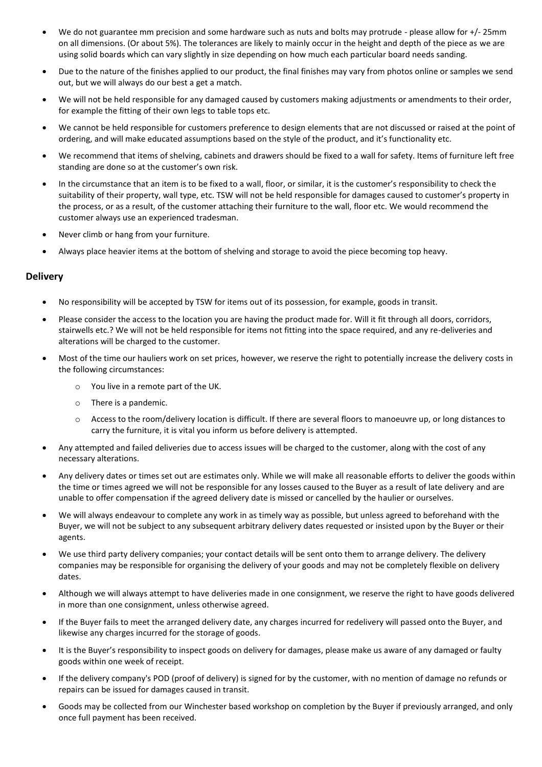- We do not guarantee mm precision and some hardware such as nuts and bolts may protrude - please allow for +/- 25mm on all dimensions. (Or about 5%). The tolerances are likely to mainly occur in the height and depth of the piece as we are using solid boards which can vary slightly in size depending on how much each particular board needs sanding.
- Due to the nature of the finishes applied to our product, the final finishes may vary from photos online or samples we send out, but we will always do our best a get a match.
- We will not be held responsible for any damaged caused by customers making adjustments or amendments to their order, for example the fitting of their own legs to table tops etc.
- We cannot be held responsible for customers preference to design elements that are not discussed or raised at the point of ordering, and will make educated assumptions based on the style of the product, and it's functionality etc.
- We recommend that items of shelving, cabinets and drawers should be fixed to a wall for safety. Items of furniture left free standing are done so at the customer's own risk.
- In the circumstance that an item is to be fixed to a wall, floor, or similar, it is the customer's responsibility to check the suitability of their property, wall type, etc. TSW will not be held responsible for damages caused to customer's property in the process, or as a result, of the customer attaching their furniture to the wall, floor etc. We would recommend the customer always use an experienced tradesman.
- Never climb or hang from your furniture.
- Always place heavier items at the bottom of shelving and storage to avoid the piece becoming top heavy.

## Delivery

- No responsibility will be accepted by TSW for items out of its possession, for example, goods in transit.
- Please consider the access to the location you are having the product made for. Will it fit through all doors, corridors, stairwells etc.? We will not be held responsible for items not fitting into the space required, and any re-deliveries and alterations will be charged to the customer.
- Most of the time our hauliers work on set prices, however, we reserve the right to potentially increase the delivery costs in the following circumstances:
  - You live in a remote part of the UK.
  - There is a pandemic.
  - Access to the room/delivery location is difficult. If there are several floors to manoeuvre up, or long distances to carry the furniture, it is vital you inform us before delivery is attempted.
- Any attempted and failed deliveries due to access issues will be charged to the customer, along with the cost of any necessary alterations.
- Any delivery dates or times set out are estimates only. While we will make all reasonable efforts to deliver the goods within the time or times agreed we will not be responsible for any losses caused to the Buyer as a result of late delivery and are unable to offer compensation if the agreed delivery date is missed or cancelled by the haulier or ourselves.
- We will always endeavour to complete any work in as timely way as possible, but unless agreed to beforehand with the Buyer, we will not be subject to any subsequent arbitrary delivery dates requested or insisted upon by the Buyer or their agents.
- We use third party delivery companies; your contact details will be sent onto them to arrange delivery. The delivery companies may be responsible for organising the delivery of your goods and may not be completely flexible on delivery dates.
- Although we will always attempt to have deliveries made in one consignment, we reserve the right to have goods delivered in more than one consignment, unless otherwise agreed.
- If the Buyer fails to meet the arranged delivery date, any charges incurred for redelivery will passed onto the Buyer, and likewise any charges incurred for the storage of goods.
- It is the Buyer's responsibility to inspect goods on delivery for damages, please make us aware of any damaged or faulty goods within one week of receipt.
- If the delivery company's POD (proof of delivery) is signed for by the customer, with no mention of damage no refunds or repairs can be issued for damages caused in transit.
- Goods may be collected from our Winchester based workshop on completion by the Buyer if previously arranged, and only once full payment has been received.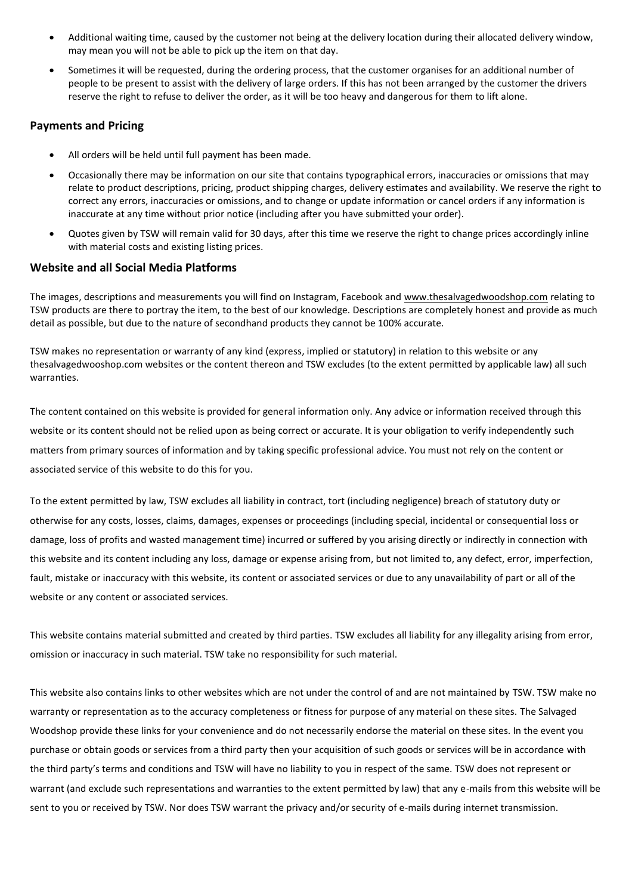- Additional waiting time, caused by the customer not being at the delivery location during their allocated delivery window, may mean you will not be able to pick up the item on that day.
- Sometimes it will be requested, during the ordering process, that the customer organises for an additional number of people to be present to assist with the delivery of large orders. If this has not been arranged by the customer the drivers reserve the right to refuse to deliver the order, as it will be too heavy and dangerous for them to lift alone.

## Payments and Pricing

- All orders will be held until full payment has been made.
- Occasionally there may be information on our site that contains typographical errors, inaccuracies or omissions that may relate to product descriptions, pricing, product shipping charges, delivery estimates and availability. We reserve the right to correct any errors, inaccuracies or omissions, and to change or update information or cancel orders if any information is inaccurate at any time without prior notice (including after you have submitted your order).
- Quotes given by TSW will remain valid for 30 days, after this time we reserve the right to change prices accordingly inline with material costs and existing listing prices.

## Website and all Social Media Platforms

The images, descriptions and measurements you will find on Instagram, Facebook and www.thesalvagedwoodshop.com relating to TSW products are there to portray the item, to the best of our knowledge. Descriptions are completely honest and provide as much detail as possible, but due to the nature of secondhand products they cannot be 100% accurate.

TSW makes no representation or warranty of any kind (express, implied or statutory) in relation to this website or any thesalvagedwooshop.com websites or the content thereon and TSW excludes (to the extent permitted by applicable law) all such warranties.

The content contained on this website is provided for general information only. Any advice or information received through this website or its content should not be relied upon as being correct or accurate. It is your obligation to verify independently such matters from primary sources of information and by taking specific professional advice. You must not rely on the content or associated service of this website to do this for you.

To the extent permitted by law, TSW excludes all liability in contract, tort (including negligence) breach of statutory duty or otherwise for any costs, losses, claims, damages, expenses or proceedings (including special, incidental or consequential loss or damage, loss of profits and wasted management time) incurred or suffered by you arising directly or indirectly in connection with this website and its content including any loss, damage or expense arising from, but not limited to, any defect, error, imperfection, fault, mistake or inaccuracy with this website, its content or associated services or due to any unavailability of part or all of the website or any content or associated services.

This website contains material submitted and created by third parties. TSW excludes all liability for any illegality arising from error, omission or inaccuracy in such material. TSW take no responsibility for such material.

This website also contains links to other websites which are not under the control of and are not maintained by TSW. TSW make no warranty or representation as to the accuracy completeness or fitness for purpose of any material on these sites. The Salvaged Woodshop provide these links for your convenience and do not necessarily endorse the material on these sites. In the event you purchase or obtain goods or services from a third party then your acquisition of such goods or services will be in accordance with the third party's terms and conditions and TSW will have no liability to you in respect of the same. TSW does not represent or warrant (and exclude such representations and warranties to the extent permitted by law) that any e-mails from this website will be sent to you or received by TSW. Nor does TSW warrant the privacy and/or security of e-mails during internet transmission.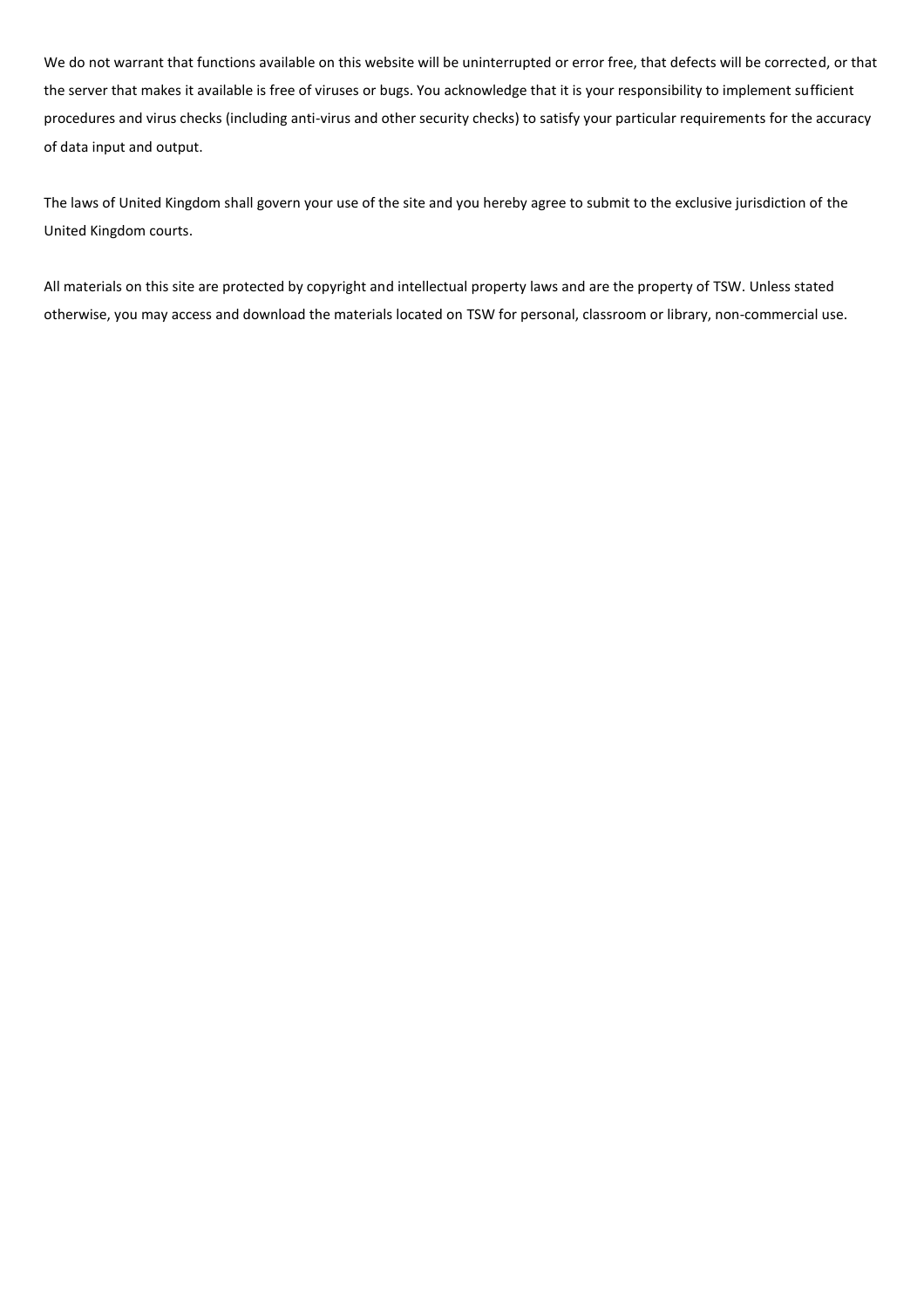We do not warrant that functions available on this website will be uninterrupted or error free, that defects will be corrected, or that the server that makes it available is free of viruses or bugs. You acknowledge that it is your responsibility to implement sufficient procedures and virus checks (including anti-virus and other security checks) to satisfy your particular requirements for the accuracy of data input and output.

The laws of United Kingdom shall govern your use of the site and you hereby agree to submit to the exclusive jurisdiction of the United Kingdom courts.

All materials on this site are protected by copyright and intellectual property laws and are the property of TSW. Unless stated otherwise, you may access and download the materials located on TSW for personal, classroom or library, non-commercial use.